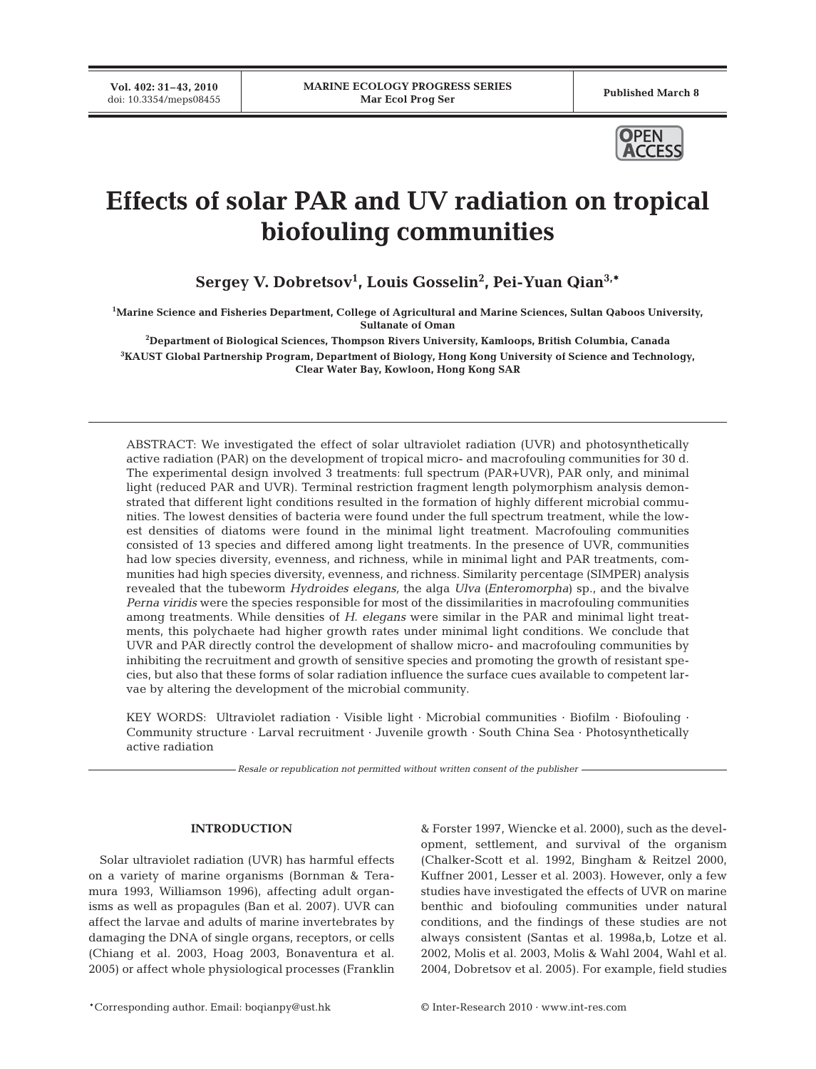# Effects of solar PAR and UV radiation on tropical biofouling communities

**Sergey V. Dobretsov[1], Louis Gosselin[2], Pei-Yuan Qian[3,*]**

[1]Marine Science and Fisheries Department, College of Agricultural and Marine Sciences, Sultan Qaboos University, Sultanate of Oman

[2]Department of Biological Sciences, Thompson Rivers University, Kamloops, British Columbia, Canada

[3]KAUST Global Partnership Program, Department of Biology, Hong Kong University of Science and Technology, Clear Water Bay, Kowloon, Hong Kong SAR

ABSTRACT: We investigated the effect of solar ultraviolet radiation (UVR) and photosynthetically active radiation (PAR) on the development of tropical micro- and macrofouling communities for 30 d. The experimental design involved 3 treatments: full spectrum (PAR+UVR), PAR only, and minimal light (reduced PAR and UVR). Terminal restriction fragment length polymorphism analysis demonstrated that different light conditions resulted in the formation of highly different microbial communities. The lowest densities of bacteria were found under the full spectrum treatment, while the lowest densities of diatoms were found in the minimal light treatment. Macrofouling communities consisted of 13 species and differed among light treatments. In the presence of UVR, communities had low species diversity, evenness, and richness, while in minimal light and PAR treatments, communities had high species diversity, evenness, and richness. Similarity percentage (SIMPER) analysis revealed that the tubeworm *Hydroides elegans,* the alga *Ulva* (*Enteromorpha*) sp., and the bivalve *Perna viridis* were the species responsible for most of the dissimilarities in macrofouling communities among treatments. While densities of *H. elegans* were similar in the PAR and minimal light treatments, this polychaete had higher growth rates under minimal light conditions. We conclude that UVR and PAR directly control the development of shallow micro- and macrofouling communities by inhibiting the recruitment and growth of sensitive species and promoting the growth of resistant species, but also that these forms of solar radiation influence the surface cues available to competent larvae by altering the development of the microbial community.

KEY WORDS: Ultraviolet radiation · Visible light · Microbial communities · Biofilm · Biofouling · Community structure · Larval recruitment · Juvenile growth · South China Sea · Photosynthetically active radiation

*Resale or republication not permitted without written consent of the publisher*

## INTRODUCTION

Solar ultraviolet radiation (UVR) has harmful effects on a variety of marine organisms (Bornman & Teramura 1993, Williamson 1996), affecting adult organisms as well as propagules (Ban et al. 2007). UVR can affect the larvae and adults of marine invertebrates by damaging the DNA of single organs, receptors, or cells (Chiang et al. 2003, Hoag 2003, Bonaventura et al. 2005) or affect whole physiological processes (Franklin & Forster 1997, Wiencke et al. 2000), such as the development, settlement, and survival of the organism (Chalker-Scott et al. 1992, Bingham & Reitzel 2000, Kuffner 2001, Lesser et al. 2003). However, only a few studies have investigated the effects of UVR on marine benthic and biofouling communities under natural conditions, and the findings of these studies are not always consistent (Santas et al. 1998a,b, Lotze et al. 2002, Molis et al. 2003, Molis & Wahl 2004, Wahl et al. 2004, Dobretsov et al. 2005). For example, field studies

*Corresponding author. Email: boqianpy@ust.hk

© Inter-Research 2010 · www.int-res.com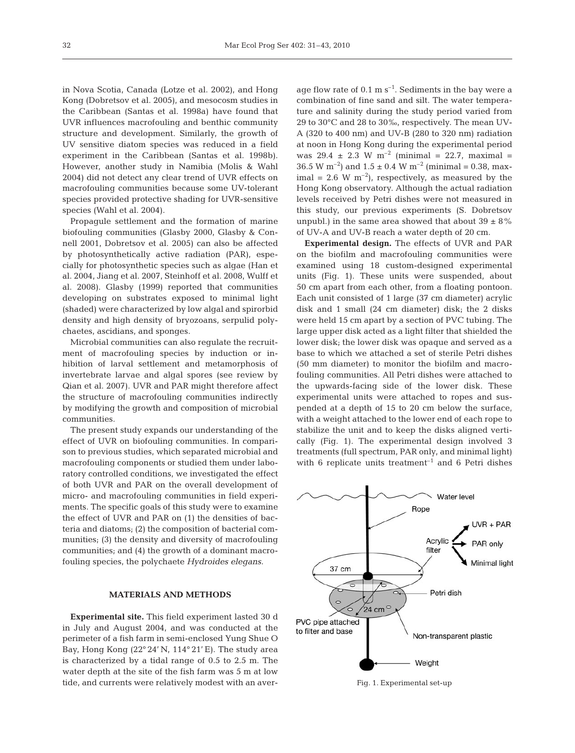in Nova Scotia, Canada (Lotze et al. 2002), and Hong Kong (Dobretsov et al. 2005), and mesocosm studies in the Caribbean (Santas et al. 1998a) have found that UVR influences macrofouling and benthic community structure and development. Similarly, the growth of UV sensitive diatom species was reduced in a field experiment in the Caribbean (Santas et al. 1998b). However, another study in Namibia (Molis & Wahl 2004) did not detect any clear trend of UVR effects on macrofouling communities because some UV-tolerant species provided protective shading for UVR-sensitive species (Wahl et al. 2004).

Propagule settlement and the formation of marine biofouling communities (Glasby 2000, Glasby & Connell 2001, Dobretsov et al. 2005) can also be affected by photosynthetically active radiation (PAR), especially for photosynthetic species such as algae (Han et al. 2004, Jiang et al. 2007, Steinhoff et al. 2008, Wulff et al. 2008). Glasby (1999) reported that communities developing on substrates exposed to minimal light (shaded) were characterized by low algal and spirorbid density and high density of bryozoans, serpulid polychaetes, ascidians, and sponges.

Microbial communities can also regulate the recruitment of macrofouling species by induction or inhibition of larval settlement and metamorphosis of invertebrate larvae and algal spores (see review by Qian et al. 2007). UVR and PAR might therefore affect the structure of macrofouling communities indirectly by modifying the growth and composition of microbial communities.

The present study expands our understanding of the effect of UVR on biofouling communities. In comparison to previous studies, which separated microbial and macrofouling components or studied them under laboratory controlled conditions, we investigated the effect of both UVR and PAR on the overall development of micro- and macrofouling communities in field experiments. The specific goals of this study were to examine the effect of UVR and PAR on (1) the densities of bacteria and diatoms; (2) the composition of bacterial communities; (3) the density and diversity of macrofouling communities; and (4) the growth of a dominant macrofouling species, the polychaete *Hydroides elegans*.

## MATERIALS AND METHODS

**Experimental site.** This field experiment lasted 30 d in July and August 2004, and was conducted at the perimeter of a fish farm in semi-enclosed Yung Shue O Bay, Hong Kong (22° 24' N, 114° 21' E). The study area is characterized by a tidal range of 0.5 to 2.5 m. The water depth at the site of the fish farm was 5 m at low tide, and currents were relatively modest with an average flow rate of 0.1 m $s^{-1}$. Sediments in the bay were a combination of fine sand and silt. The water temperature and salinity during the study period varied from 29 to 30°C and 28 to 30‰, respectively. The mean UV-A (320 to 400 nm) and UV-B (280 to 320 nm) radiation at noon in Hong Kong during the experimental period was 29.4 ± 2.3 W $m^{-2}$ (minimal = 22.7, maximal = 36.5 W $m^{-2}$) and 1.5 ± 0.4 W $m^{-2}$ (minimal = 0.38, maximal = 2.6 W $m^{-2}$), respectively, as measured by the Hong Kong observatory. Although the actual radiation levels received by Petri dishes were not measured in this study, our previous experiments (S. Dobretsov unpubl.) in the same area showed that about 39 ± 8% of UV-A and UV-B reach a water depth of 20 cm.

**Experimental design.** The effects of UVR and PAR on the biofilm and macrofouling communities were examined using 18 custom-designed experimental units (Fig. 1). These units were suspended, about 50 cm apart from each other, from a floating pontoon. Each unit consisted of 1 large (37 cm diameter) acrylic disk and 1 small (24 cm diameter) disk; the 2 disks were held 15 cm apart by a section of PVC tubing. The large upper disk acted as a light filter that shielded the lower disk; the lower disk was opaque and served as a base to which we attached a set of sterile Petri dishes (50 mm diameter) to monitor the biofilm and macrofouling communities. All Petri dishes were attached to the upwards-facing side of the lower disk. These experimental units were attached to ropes and suspended at a depth of 15 to 20 cm below the surface, with a weight attached to the lower end of each rope to stabilize the unit and to keep the disks aligned vertically (Fig. 1). The experimental design involved 3 treatments (full spectrum, PAR only, and minimal light) with 6 replicate units treatment$^{-1}$ and 6 Petri dishes

Fig. 1. Experimental set-up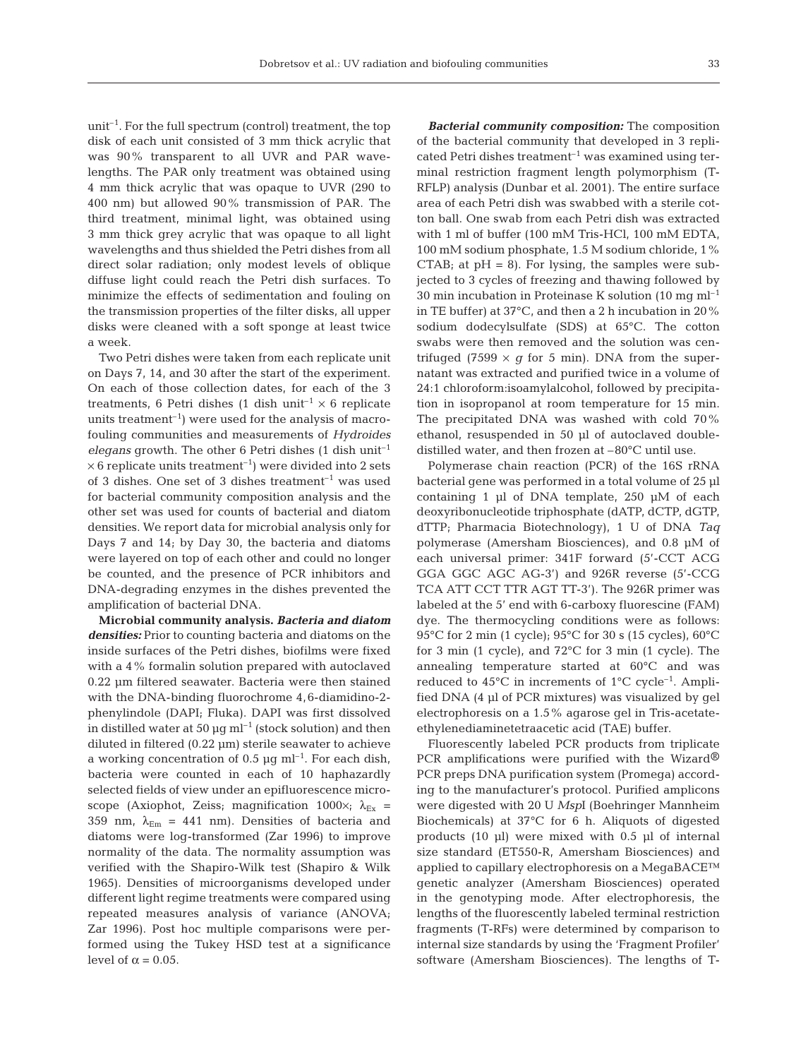$unit^{-1}$. For the full spectrum (control) treatment, the top disk of each unit consisted of 3 mm thick acrylic that was 90% transparent to all UVR and PAR wavelengths. The PAR only treatment was obtained using 4 mm thick acrylic that was opaque to UVR (290 to 400 nm) but allowed 90% transmission of PAR. The third treatment, minimal light, was obtained using 3 mm thick grey acrylic that was opaque to all light wavelengths and thus shielded the Petri dishes from all direct solar radiation; only modest levels of oblique diffuse light could reach the Petri dish surfaces. To minimize the effects of sedimentation and fouling on the transmission properties of the filter disks, all upper disks were cleaned with a soft sponge at least twice a week.

Two Petri dishes were taken from each replicate unit on Days 7, 14, and 30 after the start of the experiment. On each of those collection dates, for each of the 3 treatments, 6 Petri dishes (1 dish $unit^{-1} \times 6$ replicate units $treatment^{-1}$) were used for the analysis of macrofouling communities and measurements of *Hydroides elegans* growth. The other 6 Petri dishes (1 dish $unit^{-1} \times 6$ replicate units $treatment^{-1}$) were divided into 2 sets of 3 dishes. One set of 3 dishes $treatment^{-1}$ was used for bacterial community composition analysis and the other set was used for counts of bacterial and diatom densities. We report data for microbial analysis only for Days 7 and 14; by Day 30, the bacteria and diatoms were layered on top of each other and could no longer be counted, and the presence of PCR inhibitors and DNA-degrading enzymes in the dishes prevented the amplification of bacterial DNA.

**Microbial community analysis.** ***Bacteria and diatom densities:*** Prior to counting bacteria and diatoms on the inside surfaces of the Petri dishes, biofilms were fixed with a 4% formalin solution prepared with autoclaved 0.22 µm filtered seawater. Bacteria were then stained with the DNA-binding fluorochrome 4,6-diamidino-2-phenylindole (DAPI; Fluka). DAPI was first dissolved in distilled water at 50 µg $ml^{-1}$ (stock solution) and then diluted in filtered (0.22 µm) sterile seawater to achieve a working concentration of 0.5 µg $ml^{-1}$. For each dish, bacteria were counted in each of 10 haphazardly selected fields of view under an epifluorescence microscope (Axiophot, Zeiss; magnification 1000×; $\lambda_{Ex}$ = 359 nm, $\lambda_{Em}$ = 441 nm). Densities of bacteria and diatoms were log-transformed (Zar 1996) to improve normality of the data. The normality assumption was verified with the Shapiro-Wilk test (Shapiro & Wilk 1965). Densities of microorganisms developed under different light regime treatments were compared using repeated measures analysis of variance (ANOVA; Zar 1996). Post hoc multiple comparisons were performed using the Tukey HSD test at a significance level of $\alpha = 0.05$.

***Bacterial community composition:*** The composition of the bacterial community that developed in 3 replicated Petri dishes $treatment^{-1}$ was examined using terminal restriction fragment length polymorphism (T-RFLP) analysis (Dunbar et al. 2001). The entire surface area of each Petri dish was swabbed with a sterile cotton ball. One swab from each Petri dish was extracted with 1 ml of buffer (100 mM Tris-HCl, 100 mM EDTA, 100 mM sodium phosphate, 1.5 M sodium chloride, 1% CTAB; at pH = 8). For lysing, the samples were subjected to 3 cycles of freezing and thawing followed by 30 min incubation in Proteinase K solution (10 mg $ml^{-1}$ in TE buffer) at 37°C, and then a 2 h incubation in 20% sodium dodecylsulfate (SDS) at 65°C. The cotton swabs were then removed and the solution was centrifuged (7599 × *g* for 5 min). DNA from the supernatant was extracted and purified twice in a volume of 24:1 chloroform:isoamylalcohol, followed by precipitation in isopropanol at room temperature for 15 min. The precipitated DNA was washed with cold 70% ethanol, resuspended in 50 µl of autoclaved double-distilled water, and then frozen at –80°C until use.

Polymerase chain reaction (PCR) of the 16S rRNA bacterial gene was performed in a total volume of 25 µl containing 1 µl of DNA template, 250 µM of each deoxyribonucleotide triphosphate (dATP, dCTP, dGTP, dTTP; Pharmacia Biotechnology), 1 U of DNA *Taq* polymerase (Amersham Biosciences), and 0.8 µM of each universal primer: 341F forward (5'-CCT ACG GGA GGC AGC AG-3') and 926R reverse (5'-CCG TCA ATT CCT TTR AGT TT-3'). The 926R primer was labeled at the 5' end with 6-carboxy fluorescine (FAM) dye. The thermocycling conditions were as follows: 95°C for 2 min (1 cycle); 95°C for 30 s (15 cycles), 60°C for 3 min (1 cycle), and 72°C for 3 min (1 cycle). The annealing temperature started at 60°C and was reduced to 45°C in increments of 1°C $cycle^{-1}$. Amplified DNA (4 µl of PCR mixtures) was visualized by gel electrophoresis on a 1.5% agarose gel in Tris-acetate-ethylenediaminetetraacetic acid (TAE) buffer.

Fluorescently labeled PCR products from triplicate PCR amplifications were purified with the Wizard® PCR preps DNA purification system (Promega) according to the manufacturer's protocol. Purified amplicons were digested with 20 U *Msp*I (Boehringer Mannheim Biochemicals) at 37°C for 6 h. Aliquots of digested products (10 µl) were mixed with 0.5 µl of internal size standard (ET550-R, Amersham Biosciences) and applied to capillary electrophoresis on a MegaBACE™ genetic analyzer (Amersham Biosciences) operated in the genotyping mode. After electrophoresis, the lengths of the fluorescently labeled terminal restriction fragments (T-RFs) were determined by comparison to internal size standards by using the 'Fragment Profiler' software (Amersham Biosciences). The lengths of T-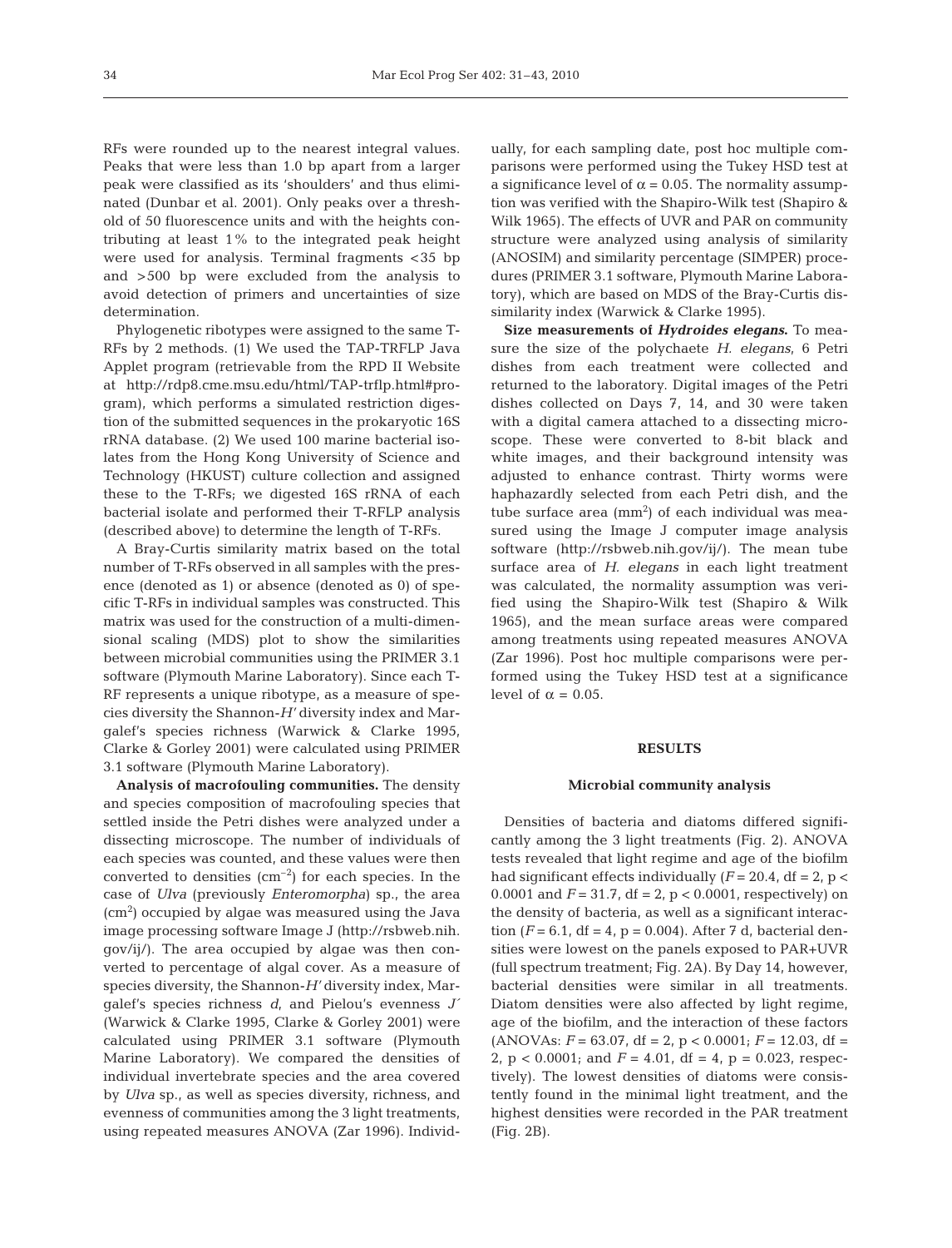RFs were rounded up to the nearest integral values. Peaks that were less than 1.0 bp apart from a larger peak were classified as its 'shoulders' and thus eliminated (Dunbar et al. 2001). Only peaks over a threshold of 50 fluorescence units and with the heights contributing at least 1% to the integrated peak height were used for analysis. Terminal fragments <35 bp and >500 bp were excluded from the analysis to avoid detection of primers and uncertainties of size determination.

Phylogenetic ribotypes were assigned to the same T-RFs by 2 methods. (1) We used the TAP-TRFLP Java Applet program (retrievable from the RPD II Website at http://rdp8.cme.msu.edu/html/TAP-trflp.html#program), which performs a simulated restriction digestion of the submitted sequences in the prokaryotic 16S rRNA database. (2) We used 100 marine bacterial isolates from the Hong Kong University of Science and Technology (HKUST) culture collection and assigned these to the T-RFs; we digested 16S rRNA of each bacterial isolate and performed their T-RFLP analysis (described above) to determine the length of T-RFs.

A Bray-Curtis similarity matrix based on the total number of T-RFs observed in all samples with the presence (denoted as 1) or absence (denoted as 0) of specific T-RFs in individual samples was constructed. This matrix was used for the construction of a multi-dimensional scaling (MDS) plot to show the similarities between microbial communities using the PRIMER 3.1 software (Plymouth Marine Laboratory). Since each T-RF represents a unique ribotype, as a measure of species diversity the Shannon-$H'$ diversity index and Margalef's species richness (Warwick & Clarke 1995, Clarke & Gorley 2001) were calculated using PRIMER 3.1 software (Plymouth Marine Laboratory).

**Analysis of macrofouling communities.** The density and species composition of macrofouling species that settled inside the Petri dishes were analyzed under a dissecting microscope. The number of individuals of each species was counted, and these values were then converted to densities ($cm^{-2}$) for each species. In the case of *Ulva* (previously *Enteromorpha*) sp., the area ($cm^2$) occupied by algae was measured using the Java image processing software Image J (http://rsbweb.nih.gov/ij/). The area occupied by algae was then converted to percentage of algal cover. As a measure of species diversity, the Shannon-$H'$ diversity index, Margalef's species richness $d$, and Pielou's evenness $J'$ (Warwick & Clarke 1995, Clarke & Gorley 2001) were calculated using PRIMER 3.1 software (Plymouth Marine Laboratory). We compared the densities of individual invertebrate species and the area covered by *Ulva* sp., as well as species diversity, richness, and evenness of communities among the 3 light treatments, using repeated measures ANOVA (Zar 1996). Individually, for each sampling date, post hoc multiple comparisons were performed using the Tukey HSD test at a significance level of $\alpha = 0.05$. The normality assumption was verified with the Shapiro-Wilk test (Shapiro & Wilk 1965). The effects of UVR and PAR on community structure were analyzed using analysis of similarity (ANOSIM) and similarity percentage (SIMPER) procedures (PRIMER 3.1 software, Plymouth Marine Laboratory), which are based on MDS of the Bray-Curtis dissimilarity index (Warwick & Clarke 1995).

**Size measurements of *Hydroides elegans*.** To measure the size of the polychaete *H. elegans*, 6 Petri dishes from each treatment were collected and returned to the laboratory. Digital images of the Petri dishes collected on Days 7, 14, and 30 were taken with a digital camera attached to a dissecting microscope. These were converted to 8-bit black and white images, and their background intensity was adjusted to enhance contrast. Thirty worms were haphazardly selected from each Petri dish, and the tube surface area ($mm^2$) of each individual was measured using the Image J computer image analysis software (http://rsbweb.nih.gov/ij/). The mean tube surface area of *H. elegans* in each light treatment was calculated, the normality assumption was verified using the Shapiro-Wilk test (Shapiro & Wilk 1965), and the mean surface areas were compared among treatments using repeated measures ANOVA (Zar 1996). Post hoc multiple comparisons were performed using the Tukey HSD test at a significance level of $\alpha = 0.05$.

## RESULTS

### Microbial community analysis

Densities of bacteria and diatoms differed significantly among the 3 light treatments (Fig. 2). ANOVA tests revealed that light regime and age of the biofilm had significant effects individually ($F = 20.4$, df = 2, $p < 0.0001$ and $F = 31.7$, df = 2, $p < 0.0001$, respectively) on the density of bacteria, as well as a significant interaction ($F = 6.1$, df = 4, $p = 0.004$). After 7 d, bacterial densities were lowest on the panels exposed to PAR+UVR (full spectrum treatment; Fig. 2A). By Day 14, however, bacterial densities were similar in all treatments. Diatom densities were also affected by light regime, age of the biofilm, and the interaction of these factors (ANOVAs: $F = 63.07$, df = 2, $p < 0.0001$; $F = 12.03$, df = 2, $p < 0.0001$; and $F = 4.01$, df = 4, $p = 0.023$, respectively). The lowest densities of diatoms were consistently found in the minimal light treatment, and the highest densities were recorded in the PAR treatment (Fig. 2B).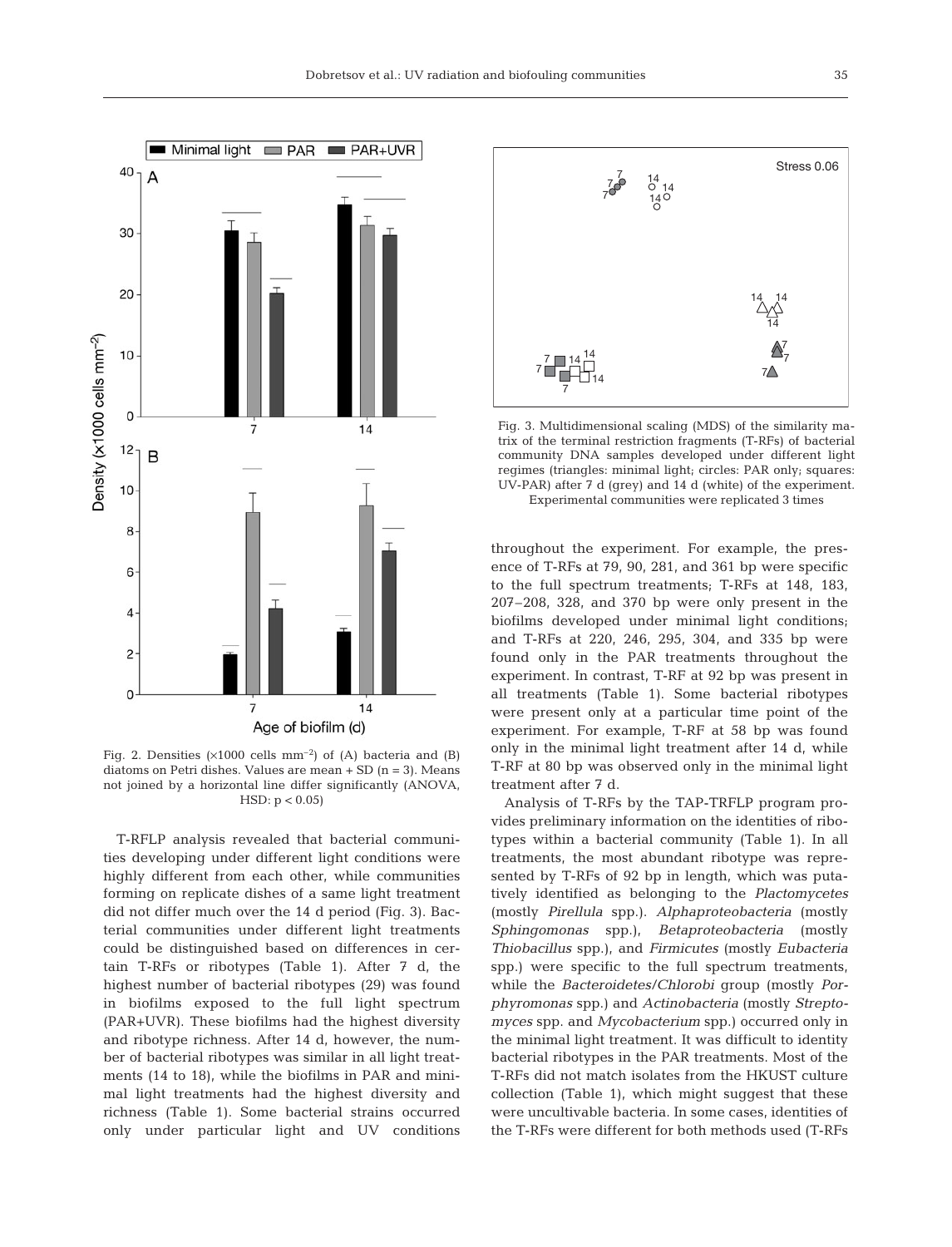Fig. 2. Densities (×1000 cells mm$^{-2}$) of (A) bacteria and (B) diatoms on Petri dishes. Values are mean + SD (n = 3). Means not joined by a horizontal line differ significantly (ANOVA, HSD: $p < 0.05$)

T-RFLP analysis revealed that bacterial communities developing under different light conditions were highly different from each other, while communities forming on replicate dishes of a same light treatment did not differ much over the 14 d period (Fig. 3). Bacterial communities under different light treatments could be distinguished based on differences in certain T-RFs or ribotypes (Table 1). After 7 d, the highest number of bacterial ribotypes (29) was found in biofilms exposed to the full light spectrum (PAR+UVR). These biofilms had the highest diversity and ribotype richness. After 14 d, however, the number of bacterial ribotypes was similar in all light treatments (14 to 18), while the biofilms in PAR and minimal light treatments had the highest diversity and richness (Table 1). Some bacterial strains occurred only under particular light and UV conditions throughout the experiment. For example, the presence of T-RFs at 79, 90, 281, and 361 bp were specific to the full spectrum treatments; T-RFs at 148, 183, 207–208, 328, and 370 bp were only present in the biofilms developed under minimal light conditions; and T-RFs at 220, 246, 295, 304, and 335 bp were found only in the PAR treatments throughout the experiment. In contrast, T-RF at 92 bp was present in all treatments (Table 1). Some bacterial ribotypes were present only at a particular time point of the experiment. For example, T-RF at 58 bp was found only in the minimal light treatment after 14 d, while T-RF at 80 bp was observed only in the minimal light treatment after 7 d.

Fig. 3. Multidimensional scaling (MDS) of the similarity matrix of the terminal restriction fragments (T-RFs) of bacterial community DNA samples developed under different light regimes (triangles: minimal light; circles: PAR only; squares: UV-PAR) after 7 d (grey) and 14 d (white) of the experiment. Experimental communities were replicated 3 times

Analysis of T-RFs by the TAP-TRFLP program provides preliminary information on the identities of ribotypes within a bacterial community (Table 1). In all treatments, the most abundant ribotype was represented by T-RFs of 92 bp in length, which was putatively identified as belonging to the *Plactomycetes* (mostly *Pirellula* spp.). *Alphaproteobacteria* (mostly *Sphingomonas* spp.), *Betaproteobacteria* (mostly *Thiobacillus* spp.), and *Firmicutes* (mostly *Eubacteria* spp.) were specific to the full spectrum treatments, while the *Bacteroidetes*/*Chlorobi* group (mostly *Porphyromonas* spp.) and *Actinobacteria* (mostly *Streptomyces* spp. and *Mycobacterium* spp.) occurred only in the minimal light treatment. It was difficult to identity bacterial ribotypes in the PAR treatments. Most of the T-RFs did not match isolates from the HKUST culture collection (Table 1), which might suggest that these were uncultivable bacteria. In some cases, identities of the T-RFs were different for both methods used (T-RFs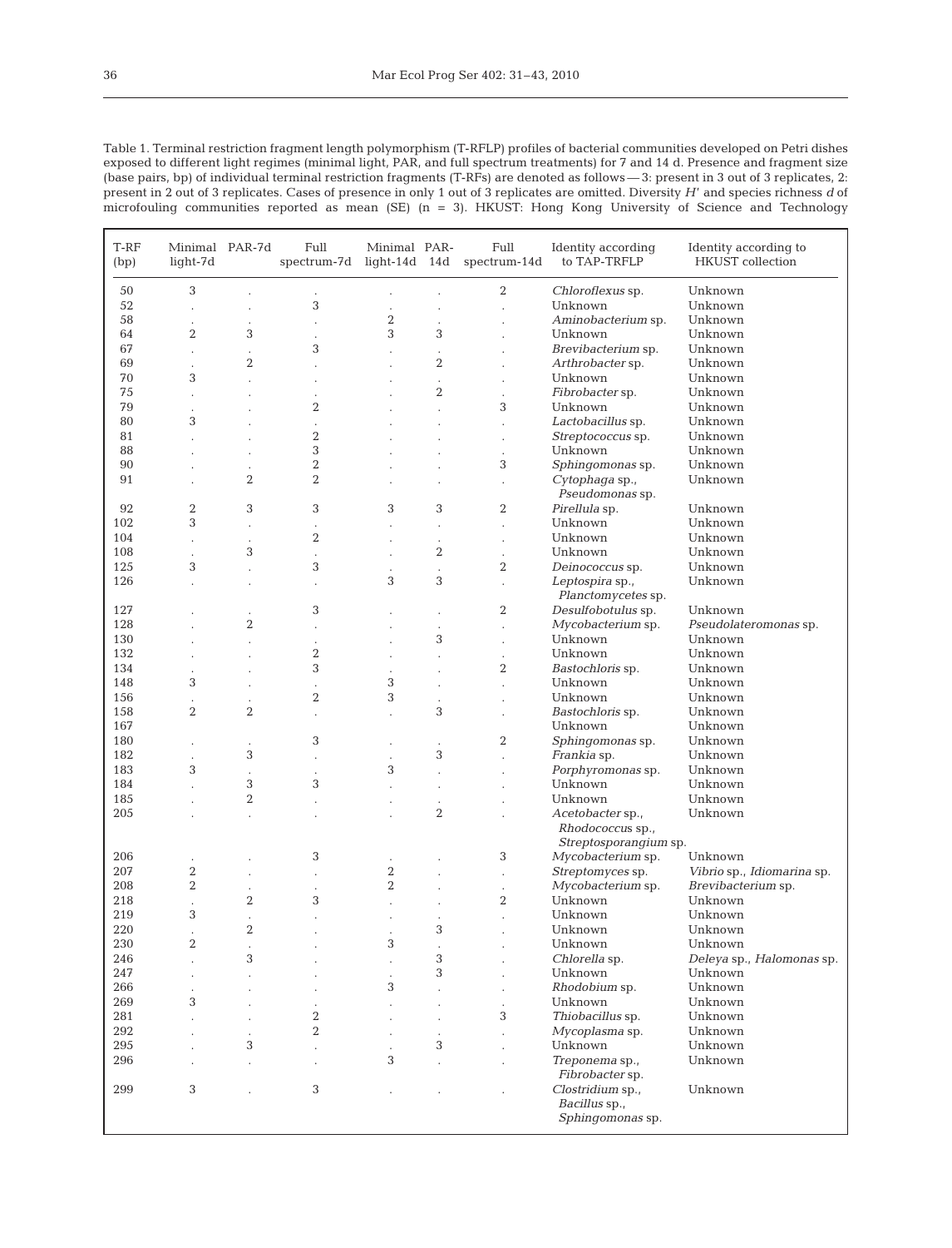Table 1. Terminal restriction fragment length polymorphism (T-RFLP) profiles of bacterial communities developed on Petri dishes exposed to different light regimes (minimal light, PAR, and full spectrum treatments) for 7 and 14 d. Presence and fragment size (base pairs, bp) of individual terminal restriction fragments (T-RFs) are denoted as follows — 3: present in 3 out of 3 replicates, 2: present in 2 out of 3 replicates. Cases of presence in only 1 out of 3 replicates are omitted. Diversity $H'$ and species richness $d$ of microfouling communities reported as mean (SE) (n = 3). HKUST: Hong Kong University of Science and Technology

| T-RF (bp) | Minimal light-7d | PAR-7d | Full spectrum-7d | Minimal light-14d | PAR-14d | Full spectrum-14d | Identity according to TAP-TRFLP | Identity according to HKUST collection |
|---|---|---|---|---|---|---|---|---|
| 50 | 3 | . | . | . | . | 2 | *Chloroflexus* sp. | Unknown |
| 52 | . | . | 3 | . | . | . | Unknown | Unknown |
| 58 | . | . | . | 2 | . | . | *Aminobacterium* sp. | Unknown |
| 64 | 2 | 3 | . | 3 | 3 | . | Unknown | Unknown |
| 67 | . | . | 3 | . | . | . | *Brevibacterium* sp. | Unknown |
| 69 | . | 2 | . | . | 2 | . | *Arthrobacter* sp. | Unknown |
| 70 | 3 | . | . | . | . | . | Unknown | Unknown |
| 75 | . | . | . | . | 2 | . | *Fibrobacter* sp. | Unknown |
| 79 | . | . | 2 | . | . | 3 | Unknown | Unknown |
| 80 | 3 | . | . | . | . | . | *Lactobacillus* sp. | Unknown |
| 81 | . | . | 2 | . | . | . | *Streptococcus* sp. | Unknown |
| 88 | . | . | 3 | . | . | . | Unknown | Unknown |
| 90 | . | . | 2 | . | . | 3 | *Sphingomonas* sp. | Unknown |
| 91 | . | 2 | 2 | . | . | . | *Cytophaga* sp., *Pseudomonas* sp. | Unknown |
| 92 | 2 | 3 | 3 | 3 | 3 | 2 | *Pirellula* sp. | Unknown |
| 102 | 3 | . | . | . | . | . | Unknown | Unknown |
| 104 | . | . | 2 | . | . | . | Unknown | Unknown |
| 108 | . | 3 | . | . | 2 | . | Unknown | Unknown |
| 125 | 3 | . | 3 | . | . | 2 | *Deinococcus* sp. | Unknown |
| 126 | . | . | . | 3 | 3 | . | *Leptospira* sp., *Planctomycetes* sp. | Unknown |
| 127 | . | . | 3 | . | . | 2 | *Desulfobotulus* sp. | Unknown |
| 128 | . | 2 | . | . | . | . | *Mycobacterium* sp. | *Pseudolateromonas* sp. |
| 130 | . | . | . | . | 3 | . | Unknown | Unknown |
| 132 | . | . | 2 | . | . | . | Unknown | Unknown |
| 134 | . | . | 3 | . | . | 2 | *Bastochloris* sp. | Unknown |
| 148 | 3 | . | . | 3 | . | . | Unknown | Unknown |
| 156 | . | . | 2 | 3 | . | . | Unknown | Unknown |
| 158 | 2 | 2 | . | . | 3 | . | *Bastochloris* sp. | Unknown |
| 167 | | | | | | | Unknown | Unknown |
| 180 | . | . | 3 | . | . | 2 | *Sphingomonas* sp. | Unknown |
| 182 | . | 3 | . | . | 3 | . | *Frankia* sp. | Unknown |
| 183 | 3 | . | . | 3 | . | . | *Porphyromonas* sp. | Unknown |
| 184 | . | 3 | 3 | . | . | . | Unknown | Unknown |
| 185 | . | 2 | . | . | . | . | Unknown | Unknown |
| 205 | . | . | . | . | 2 | . | *Acetobacter* sp., *Rhodococcus* sp., *Streptosporangium* sp. | Unknown |
| 206 | . | . | 3 | . | . | 3 | *Mycobacterium* sp. | Unknown |
| 207 | 2 | . | . | 2 | . | . | *Streptomyces* sp. | *Vibrio* sp., *Idiomarina* sp. |
| 208 | 2 | . | . | 2 | . | . | *Mycobacterium* sp. | *Brevibacterium* sp. |
| 218 | . | 2 | 3 | . | . | 2 | Unknown | Unknown |
| 219 | 3 | . | . | . | . | . | Unknown | Unknown |
| 220 | . | 2 | . | . | 3 | . | Unknown | Unknown |
| 230 | 2 | . | . | 3 | . | . | Unknown | Unknown |
| 246 | . | 3 | . | . | 3 | . | *Chlorella* sp. | *Deleya* sp., *Halomonas* sp. |
| 247 | . | . | . | . | 3 | . | Unknown | Unknown |
| 266 | . | . | . | 3 | . | . | *Rhodobium* sp. | Unknown |
| 269 | 3 | . | . | . | . | . | Unknown | Unknown |
| 281 | . | . | 2 | . | . | 3 | *Thiobacillus* sp. | Unknown |
| 292 | . | . | 2 | . | . | . | *Mycoplasma* sp. | Unknown |
| 295 | . | 3 | . | . | 3 | . | Unknown | Unknown |
| 296 | . | . | . | 3 | . | . | *Treponema* sp., *Fibrobacter* sp. | Unknown |
| 299 | 3 | . | 3 | . | . | . | *Clostridium* sp., *Bacillus* sp., *Sphingomonas* sp. | Unknown |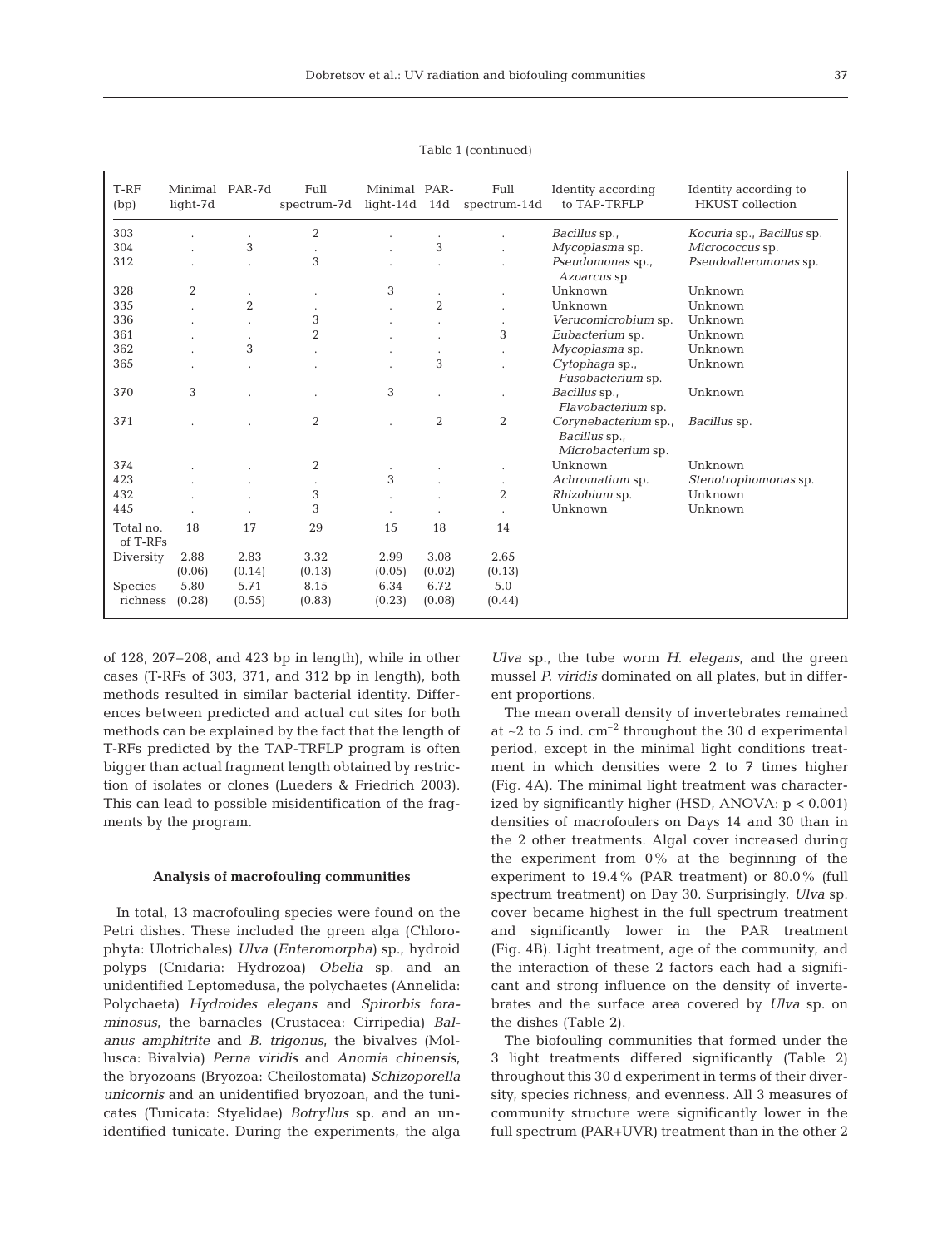Table 1 (continued)

| T-RF (bp) | Minimal light-7d | PAR-7d | Full spectrum-7d | Minimal light-14d | PAR-14d | Full spectrum-14d | Identity according to TAP-TRFLP | Identity according to HKUST collection |
|---|---|---|---|---|---|---|---|---|
| 303 | . | . | 2 | . | . | . | *Bacillus* sp., | *Kocuria* sp., *Bacillus* sp. |
| 304 | . | 3 | . | . | 3 | . | *Mycoplasma* sp. | *Micrococcus* sp. |
| 312 | . | . | 3 | . | . | . | *Pseudomonas* sp., *Azoarcus* sp. | *Pseudoalteromonas* sp. |
| 328 | 2 | . | . | 3 | . | . | Unknown | Unknown |
| 335 | . | 2 | . | . | 2 | . | Unknown | Unknown |
| 336 | . | . | 3 | . | . | . | *Verucomicrobium* sp. | Unknown |
| 361 | . | . | 2 | . | . | 3 | *Eubacterium* sp. | Unknown |
| 362 | . | 3 | . | . | . | . | *Mycoplasma* sp. | Unknown |
| 365 | . | . | . | . | 3 | . | *Cytophaga* sp., *Fusobacterium* sp. | Unknown |
| 370 | 3 | . | . | 3 | . | . | *Bacillus* sp., *Flavobacterium* sp. | Unknown |
| 371 | . | . | 2 | . | 2 | 2 | *Corynebacterium* sp., *Bacillus* sp., *Microbacterium* sp. | *Bacillus* sp. |
| 374 | . | . | 2 | . | . | . | Unknown | Unknown |
| 423 | . | . | . | 3 | . | . | *Achromatium* sp. | *Stenotrophomonas* sp. |
| 432 | . | . | 3 | . | . | 2 | *Rhizobium* sp. | Unknown |
| 445 | . | . | 3 | . | . | . | Unknown | Unknown |
| Total no. of T-RFs | 18 | 17 | 29 | 15 | 18 | 14 | | |
| Diversity | 2.88 (0.06) | 2.83 (0.14) | 3.32 (0.13) | 2.99 (0.05) | 3.08 (0.02) | 2.65 (0.13) | | |
| Species richness | 5.80 (0.28) | 5.71 (0.55) | 8.15 (0.83) | 6.34 (0.23) | 6.72 (0.08) | 5.0 (0.44) | | |

of 128, 207–208, and 423 bp in length), while in other cases (T-RFs of 303, 371, and 312 bp in length), both methods resulted in similar bacterial identity. Differences between predicted and actual cut sites for both methods can be explained by the fact that the length of T-RFs predicted by the TAP-TRFLP program is often bigger than actual fragment length obtained by restriction of isolates or clones (Lueders & Friedrich 2003). This can lead to possible misidentification of the fragments by the program.

### Analysis of macrofouling communities

In total, 13 macrofouling species were found on the Petri dishes. These included the green alga (Chlorophyta: Ulotrichales) *Ulva* (*Enteromorpha*) sp., hydroid polyps (Cnidaria: Hydrozoa) *Obelia* sp. and an unidentified Leptomedusa, the polychaetes (Annelida: Polychaeta) *Hydroides elegans* and *Spirorbis foraminosus*, the barnacles (Crustacea: Cirripedia) *Balanus amphitrite* and *B. trigonus*, the bivalves (Mollusca: Bivalvia) *Perna viridis* and *Anomia chinensis*, the bryozoans (Bryozoa: Cheilostomata) *Schizoporella unicornis* and an unidentified bryozoan, and the tunicates (Tunicata: Styelidae) *Botryllus* sp. and an unidentified tunicate. During the experiments, the alga *Ulva* sp., the tube worm *H. elegans*, and the green mussel *P. viridis* dominated on all plates, but in different proportions.

The mean overall density of invertebrates remained at ~2 to 5 ind. $cm^{-2}$ throughout the 30 d experimental period, except in the minimal light conditions treatment in which densities were 2 to 7 times higher (Fig. 4A). The minimal light treatment was characterized by significantly higher (HSD, ANOVA: $p < 0.001$) densities of macrofoulers on Days 14 and 30 than in the 2 other treatments. Algal cover increased during the experiment from 0% at the beginning of the experiment to 19.4% (PAR treatment) or 80.0% (full spectrum treatment) on Day 30. Surprisingly, *Ulva* sp. cover became highest in the full spectrum treatment and significantly lower in the PAR treatment (Fig. 4B). Light treatment, age of the community, and the interaction of these 2 factors each had a significant and strong influence on the density of invertebrates and the surface area covered by *Ulva* sp. on the dishes (Table 2).

The biofouling communities that formed under the 3 light treatments differed significantly (Table 2) throughout this 30 d experiment in terms of their diversity, species richness, and evenness. All 3 measures of community structure were significantly lower in the full spectrum (PAR+UVR) treatment than in the other 2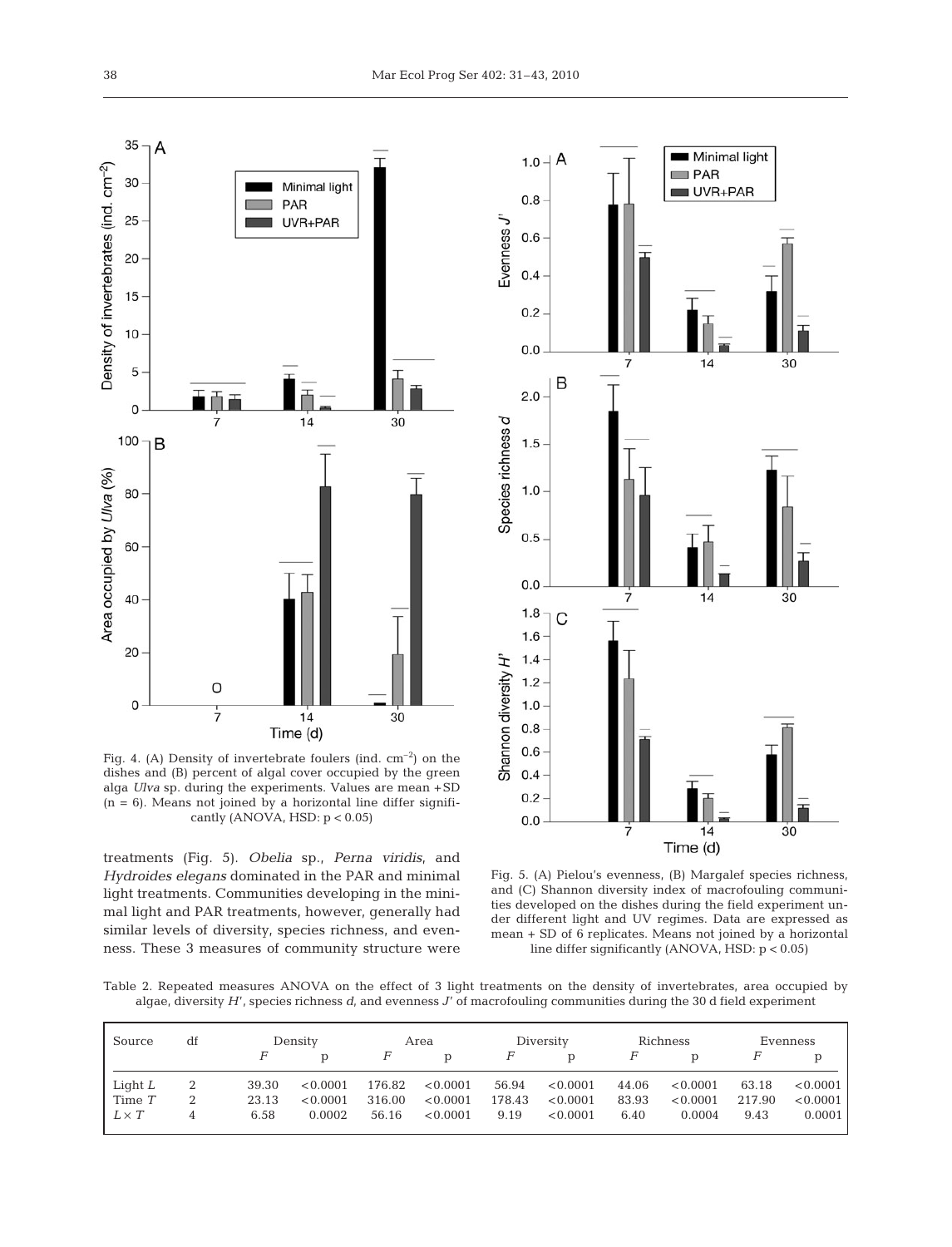Fig. 4. (A) Density of invertebrate foulers (ind. cm$^{-2}$) on the dishes and (B) percent of algal cover occupied by the green alga *Ulva* sp. during the experiments. Values are mean +SD ($n = 6$). Means not joined by a horizontal line differ significantly (ANOVA, HSD: $p < 0.05$)

Fig. 5. (A) Pielou's evenness, (B) Margalef species richness, and (C) Shannon diversity index of macrofouling communities developed on the dishes during the field experiment under different light and UV regimes. Data are expressed as mean + SD of 6 replicates. Means not joined by a horizontal line differ significantly (ANOVA, HSD: $p < 0.05$)

treatments (Fig. 5). *Obelia* sp., *Perna viridis*, and *Hydroides elegans* dominated in the PAR and minimal light treatments. Communities developing in the minimal light and PAR treatments, however, generally had similar levels of diversity, species richness, and evenness. These 3 measures of community structure were

Table 2. Repeated measures ANOVA on the effect of 3 light treatments on the density of invertebrates, area occupied by algae, diversity $H'$, species richness $d$, and evenness $J'$ of macrofouling communities during the 30 d field experiment

| Source | df | Density | | Area | | Diversity | | Richness | | Evenness | |
|---|---|---|---|---|---|---|---|---|---|---|---|
| | | $F$ | p | $F$ | p | $F$ | p | $F$ | p | $F$ | p |
| Light $L$ | 2 | 39.30 | <0.0001 | 176.82 | <0.0001 | 56.94 | <0.0001 | 44.06 | <0.0001 | 63.18 | <0.0001 |
| Time $T$ | 2 | 23.13 | <0.0001 | 316.00 | <0.0001 | 178.43 | <0.0001 | 83.93 | <0.0001 | 217.90 | <0.0001 |
| $L \times T$ | 4 | 6.58 | 0.0002 | 56.16 | <0.0001 | 9.19 | <0.0001 | 6.40 | 0.0004 | 9.43 | 0.0001 |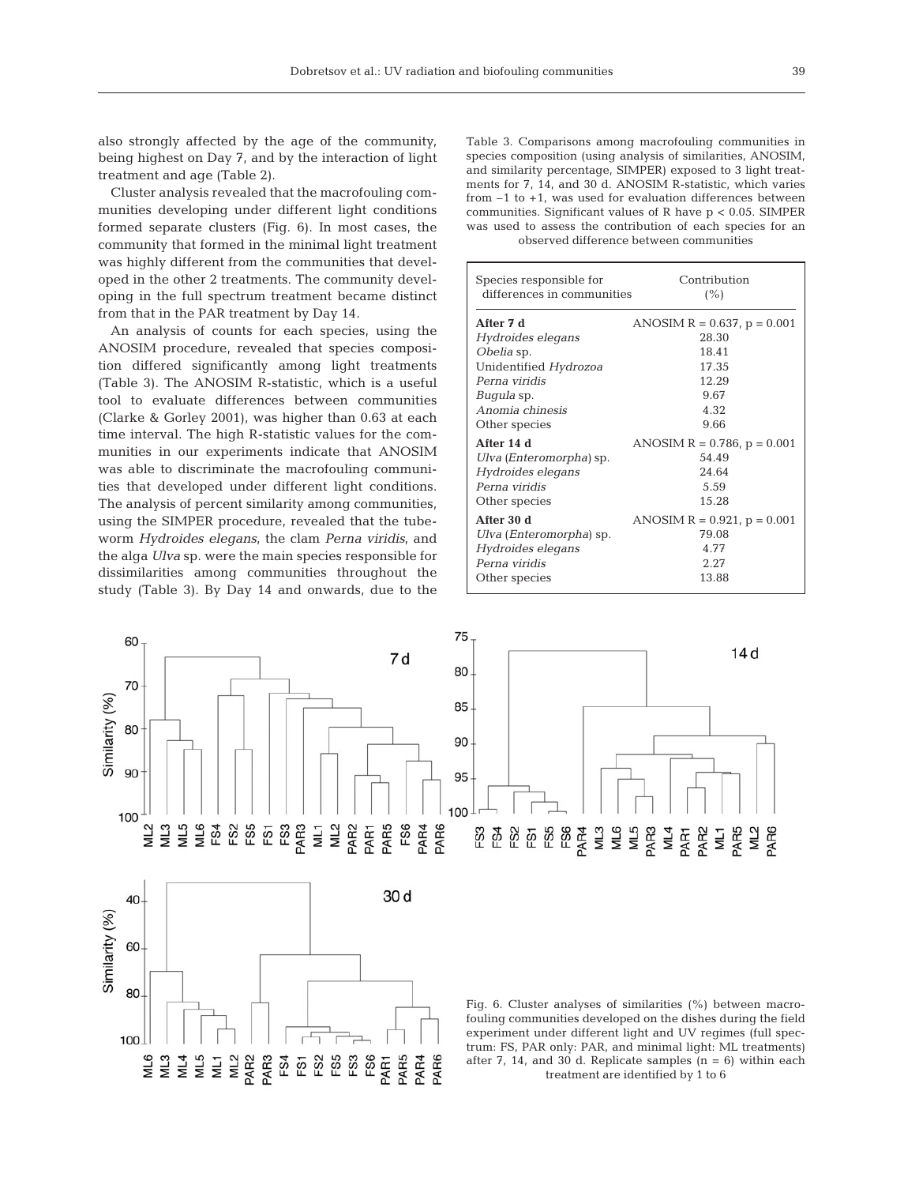also strongly affected by the age of the community, being highest on Day 7, and by the interaction of light treatment and age (Table 2).

Cluster analysis revealed that the macrofouling communities developing under different light conditions formed separate clusters (Fig. 6). In most cases, the community that formed in the minimal light treatment was highly different from the communities that developed in the other 2 treatments. The community developing in the full spectrum treatment became distinct from that in the PAR treatment by Day 14.

An analysis of counts for each species, using the ANOSIM procedure, revealed that species composition differed significantly among light treatments (Table 3). The ANOSIM R-statistic, which is a useful tool to evaluate differences between communities (Clarke & Gorley 2001), was higher than 0.63 at each time interval. The high R-statistic values for the communities in our experiments indicate that ANOSIM was able to discriminate the macrofouling communities that developed under different light conditions. The analysis of percent similarity among communities, using the SIMPER procedure, revealed that the tubeworm *Hydroides elegans*, the clam *Perna viridis*, and the alga *Ulva* sp. were the main species responsible for dissimilarities among communities throughout the study (Table 3). By Day 14 and onwards, due to the

Table 3. Comparisons among macrofouling communities in species composition (using analysis of similarities, ANOSIM, and similarity percentage, SIMPER) exposed to 3 light treatments for 7, 14, and 30 d. ANOSIM R-statistic, which varies from −1 to +1, was used for evaluation differences between communities. Significant values of R have $p < 0.05$. SIMPER was used to assess the contribution of each species for an observed difference between communities

| Species responsible for differences in communities | Contribution (%) |
|---|---|
| **After 7 d** | ANOSIM R = 0.637, p = 0.001 |
| *Hydroides elegans* | 28.30 |
| *Obelia* sp. | 18.41 |
| Unidentified *Hydrozoa* | 17.35 |
| *Perna viridis* | 12.29 |
| *Bugula* sp. | 9.67 |
| *Anomia chinesis* | 4.32 |
| Other species | 9.66 |
| **After 14 d** | ANOSIM R = 0.786, p = 0.001 |
| *Ulva* (*Enteromorpha*) sp. | 54.49 |
| *Hydroides elegans* | 24.64 |
| *Perna viridis* | 5.59 |
| Other species | 15.28 |
| **After 30 d** | ANOSIM R = 0.921, p = 0.001 |
| *Ulva* (*Enteromorpha*) sp. | 79.08 |
| *Hydroides elegans* | 4.77 |
| *Perna viridis* | 2.27 |
| Other species | 13.88 |

Fig. 6. Cluster analyses of similarities (%) between macrofouling communities developed on the dishes during the field experiment under different light and UV regimes (full spectrum: FS, PAR only: PAR, and minimal light: ML treatments) after 7, 14, and 30 d. Replicate samples (n = 6) within each treatment are identified by 1 to 6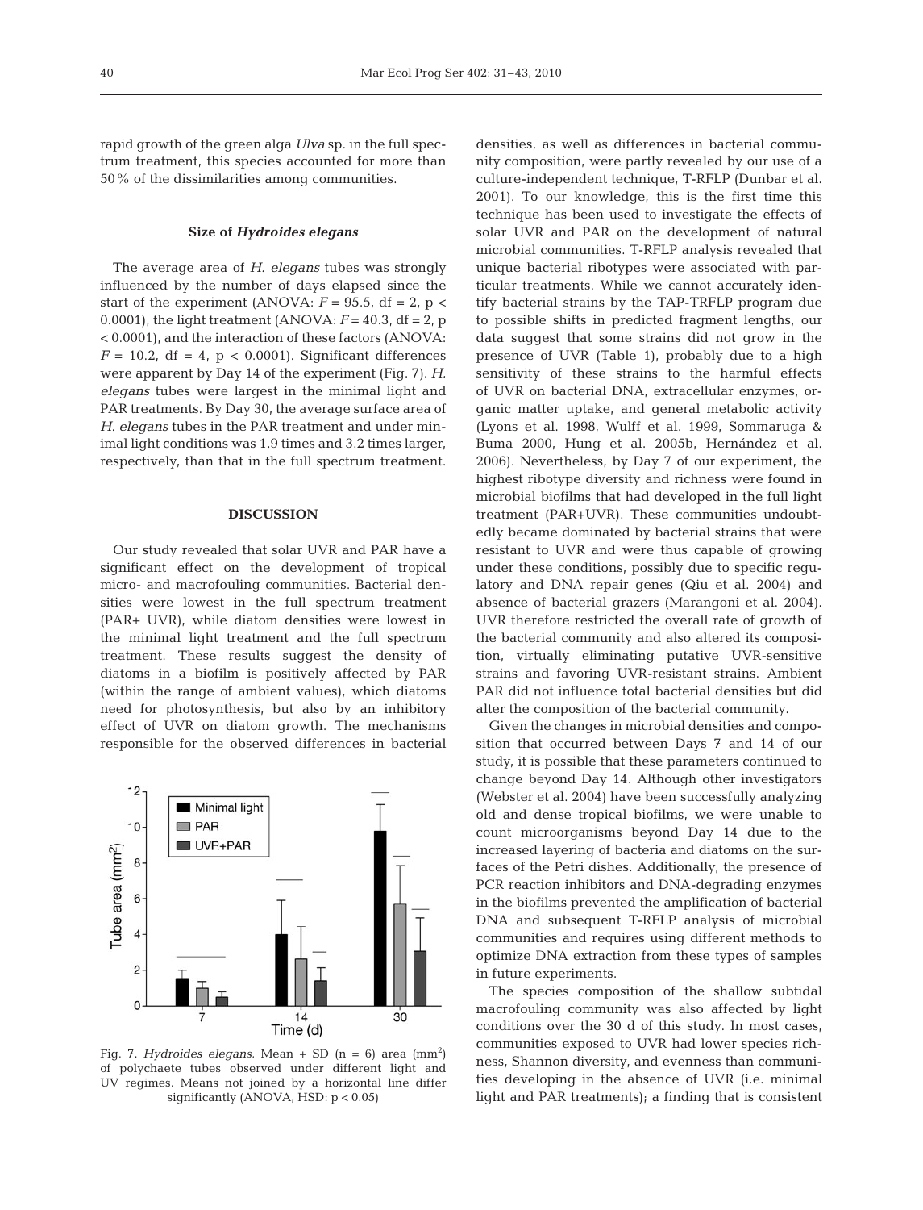rapid growth of the green alga *Ulva* sp. in the full spectrum treatment, this species accounted for more than 50% of the dissimilarities among communities.

### Size of *Hydroides elegans*

The average area of *H. elegans* tubes was strongly influenced by the number of days elapsed since the start of the experiment (ANOVA: $F = 95.5$, df = 2, $p < 0.0001$), the light treatment (ANOVA: $F = 40.3$, df = 2, $p < 0.0001$), and the interaction of these factors (ANOVA: $F = 10.2$, df = 4, $p < 0.0001$). Significant differences were apparent by Day 14 of the experiment (Fig. 7). *H. elegans* tubes were largest in the minimal light and PAR treatments. By Day 30, the average surface area of *H. elegans* tubes in the PAR treatment and under minimal light conditions was 1.9 times and 3.2 times larger, respectively, than that in the full spectrum treatment.

Fig. 7. *Hydroides elegans.* Mean + SD (n = 6) area ($mm^2$) of polychaete tubes observed under different light and UV regimes. Means not joined by a horizontal line differ significantly (ANOVA, HSD: $p < 0.05$)

## DISCUSSION

Our study revealed that solar UVR and PAR have a significant effect on the development of tropical micro- and macrofouling communities. Bacterial densities were lowest in the full spectrum treatment (PAR+ UVR), while diatom densities were lowest in the minimal light treatment and the full spectrum treatment. These results suggest the density of diatoms in a biofilm is positively affected by PAR (within the range of ambient values), which diatoms need for photosynthesis, but also by an inhibitory effect of UVR on diatom growth. The mechanisms responsible for the observed differences in bacterial densities, as well as differences in bacterial community composition, were partly revealed by our use of a culture-independent technique, T-RFLP (Dunbar et al. 2001). To our knowledge, this is the first time this technique has been used to investigate the effects of solar UVR and PAR on the development of natural microbial communities. T-RFLP analysis revealed that unique bacterial ribotypes were associated with particular treatments. While we cannot accurately identify bacterial strains by the TAP-TRFLP program due to possible shifts in predicted fragment lengths, our data suggest that some strains did not grow in the presence of UVR (Table 1), probably due to a high sensitivity of these strains to the harmful effects of UVR on bacterial DNA, extracellular enzymes, organic matter uptake, and general metabolic activity (Lyons et al. 1998, Wulff et al. 1999, Sommaruga & Buma 2000, Hung et al. 2005b, Hernández et al. 2006). Nevertheless, by Day 7 of our experiment, the highest ribotype diversity and richness were found in microbial biofilms that had developed in the full light treatment (PAR+UVR). These communities undoubtedly became dominated by bacterial strains that were resistant to UVR and were thus capable of growing under these conditions, possibly due to specific regulatory and DNA repair genes (Qiu et al. 2004) and absence of bacterial grazers (Marangoni et al. 2004). UVR therefore restricted the overall rate of growth of the bacterial community and also altered its composition, virtually eliminating putative UVR-sensitive strains and favoring UVR-resistant strains. Ambient PAR did not influence total bacterial densities but did alter the composition of the bacterial community.

Given the changes in microbial densities and composition that occurred between Days 7 and 14 of our study, it is possible that these parameters continued to change beyond Day 14. Although other investigators (Webster et al. 2004) have been successfully analyzing old and dense tropical biofilms, we were unable to count microorganisms beyond Day 14 due to the increased layering of bacteria and diatoms on the surfaces of the Petri dishes. Additionally, the presence of PCR reaction inhibitors and DNA-degrading enzymes in the biofilms prevented the amplification of bacterial DNA and subsequent T-RFLP analysis of microbial communities and requires using different methods to optimize DNA extraction from these types of samples in future experiments.

The species composition of the shallow subtidal macrofouling community was also affected by light conditions over the 30 d of this study. In most cases, communities exposed to UVR had lower species richness, Shannon diversity, and evenness than communities developing in the absence of UVR (i.e. minimal light and PAR treatments); a finding that is consistent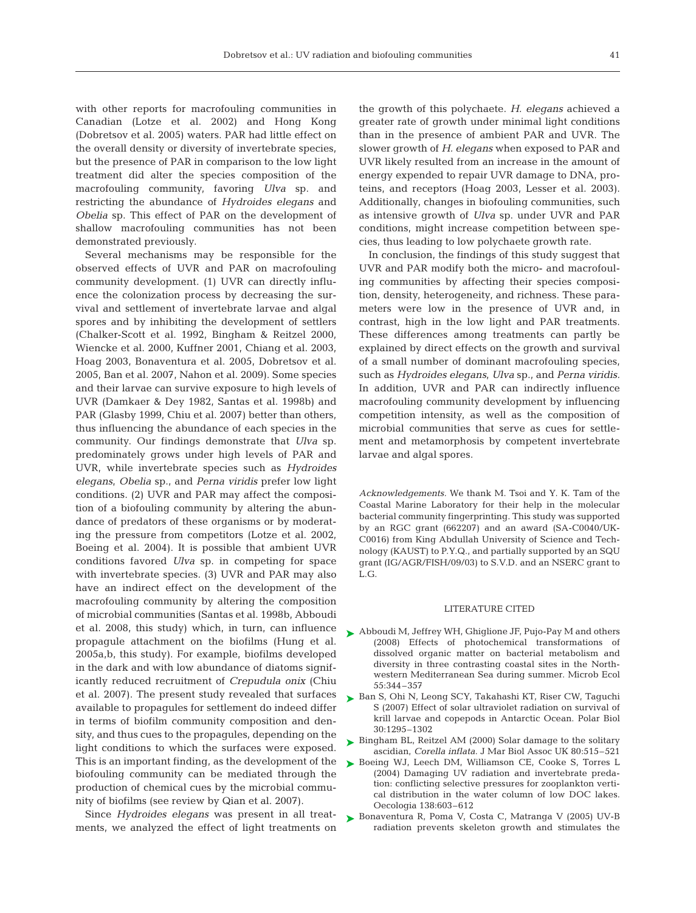with other reports for macrofouling communities in Canadian (Lotze et al. 2002) and Hong Kong (Dobretsov et al. 2005) waters. PAR had little effect on the overall density or diversity of invertebrate species, but the presence of PAR in comparison to the low light treatment did alter the species composition of the macrofouling community, favoring *Ulva* sp. and restricting the abundance of *Hydroides elegans* and *Obelia* sp. This effect of PAR on the development of shallow macrofouling communities has not been demonstrated previously.

Several mechanisms may be responsible for the observed effects of UVR and PAR on macrofouling community development. (1) UVR can directly influence the colonization process by decreasing the survival and settlement of invertebrate larvae and algal spores and by inhibiting the development of settlers (Chalker-Scott et al. 1992, Bingham & Reitzel 2000, Wiencke et al. 2000, Kuffner 2001, Chiang et al. 2003, Hoag 2003, Bonaventura et al. 2005, Dobretsov et al. 2005, Ban et al. 2007, Nahon et al. 2009). Some species and their larvae can survive exposure to high levels of UVR (Damkaer & Dey 1982, Santas et al. 1998b) and PAR (Glasby 1999, Chiu et al. 2007) better than others, thus influencing the abundance of each species in the community. Our findings demonstrate that *Ulva* sp. predominately grows under high levels of PAR and UVR, while invertebrate species such as *Hydroides elegans*, *Obelia* sp., and *Perna viridis* prefer low light conditions. (2) UVR and PAR may affect the composition of a biofouling community by altering the abundance of predators of these organisms or by moderating the pressure from competitors (Lotze et al. 2002, Boeing et al. 2004). It is possible that ambient UVR conditions favored *Ulva* sp. in competing for space with invertebrate species. (3) UVR and PAR may also have an indirect effect on the development of the macrofouling community by altering the composition of microbial communities (Santas et al. 1998b, Abboudi et al. 2008, this study) which, in turn, can influence propagule attachment on the biofilms (Hung et al. 2005a,b, this study). For example, biofilms developed in the dark and with low abundance of diatoms significantly reduced recruitment of *Crepudula onix* (Chiu et al. 2007). The present study revealed that surfaces available to propagules for settlement do indeed differ in terms of biofilm community composition and density, and thus cues to the propagules, depending on the light conditions to which the surfaces were exposed. This is an important finding, as the development of the biofouling community can be mediated through the production of chemical cues by the microbial community of biofilms (see review by Qian et al. 2007).

Since *Hydroides elegans* was present in all treatments, we analyzed the effect of light treatments on the growth of this polychaete. *H. elegans* achieved a greater rate of growth under minimal light conditions than in the presence of ambient PAR and UVR. The slower growth of *H. elegans* when exposed to PAR and UVR likely resulted from an increase in the amount of energy expended to repair UVR damage to DNA, proteins, and receptors (Hoag 2003, Lesser et al. 2003). Additionally, changes in biofouling communities, such as intensive growth of *Ulva* sp. under UVR and PAR conditions, might increase competition between species, thus leading to low polychaete growth rate.

In conclusion, the findings of this study suggest that UVR and PAR modify both the micro- and macrofouling communities by affecting their species composition, density, heterogeneity, and richness. These parameters were low in the presence of UVR and, in contrast, high in the low light and PAR treatments. These differences among treatments can partly be explained by direct effects on the growth and survival of a small number of dominant macrofouling species, such as *Hydroides elegans*, *Ulva* sp., and *Perna viridis.* In addition, UVR and PAR can indirectly influence macrofouling community development by influencing competition intensity, as well as the composition of microbial communities that serve as cues for settlement and metamorphosis by competent invertebrate larvae and algal spores.

*Acknowledgements.* We thank M. Tsoi and Y. K. Tam of the Coastal Marine Laboratory for their help in the molecular bacterial community fingerprinting. This study was supported by an RGC grant (662207) and an award (SA-C0040/UK-C0016) from King Abdullah University of Science and Technology (KAUST) to P.Y.Q., and partially supported by an SQU grant (IG/AGR/FISH/09/03) to S.V.D. and an NSERC grant to L.G.

## LITERATURE CITED

- Abboudi M, Jeffrey WH, Ghiglione JF, Pujo-Pay M and others (2008) Effects of photochemical transformations of dissolved organic matter on bacterial metabolism and diversity in three contrasting coastal sites in the Northwestern Mediterranean Sea during summer. Microb Ecol 55:344–357
- Ban S, Ohi N, Leong SCY, Takahashi KT, Riser CW, Taguchi S (2007) Effect of solar ultraviolet radiation on survival of krill larvae and copepods in Antarctic Ocean. Polar Biol 30:1295–1302
- Bingham BL, Reitzel AM (2000) Solar damage to the solitary ascidian, *Corella inflata.* J Mar Biol Assoc UK 80:515–521
- Boeing WJ, Leech DM, Williamson CE, Cooke S, Torres L (2004) Damaging UV radiation and invertebrate predation: conflicting selective pressures for zooplankton vertical distribution in the water column of low DOC lakes. Oecologia 138:603–612
- Bonaventura R, Poma V, Costa C, Matranga V (2005) UV-B radiation prevents skeleton growth and stimulates the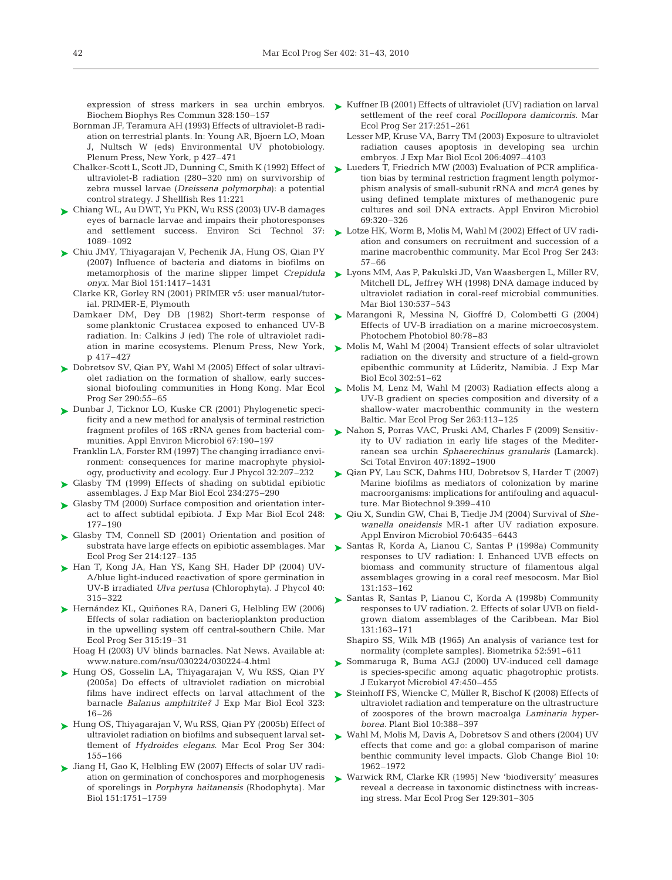expression of stress markers in sea urchin embryos. Biochem Biophys Res Commun 328:150–157

Bornman JF, Teramura AH (1993) Effects of ultraviolet-B radiation on terrestrial plants. In: Young AR, Bjoern LO, Moan J, Nultsch W (eds) Environmental UV photobiology. Plenum Press, New York, p 427–471

Chalker-Scott L, Scott JD, Dunning C, Smith K (1992) Effect of ultraviolet-B radiation (280–320 nm) on survivorship of zebra mussel larvae (*Dreissena polymorpha*): a potential control strategy. J Shellfish Res 11:221

Chiang WL, Au DWT, Yu PKN, Wu RSS (2003) UV-B damages eyes of barnacle larvae and impairs their photoresponses and settlement success. Environ Sci Technol 37: 1089–1092

Chiu JMY, Thiyagarajan V, Pechenik JA, Hung OS, Qian PY (2007) Influence of bacteria and diatoms in biofilms on metamorphosis of the marine slipper limpet *Crepidula onyx*. Mar Biol 151:1417–1431

Clarke KR, Gorley RN (2001) PRIMER v5: user manual/tutorial. PRIMER-E, Plymouth

Damkaer DM, Dey DB (1982) Short-term response of some planktonic Crustacea exposed to enhanced UV-B radiation. In: Calkins J (ed) The role of ultraviolet radiation in marine ecosystems. Plenum Press, New York, p 417–427

Dobretsov SV, Qian PY, Wahl M (2005) Effect of solar ultraviolet radiation on the formation of shallow, early successional biofouling communities in Hong Kong. Mar Ecol Prog Ser 290:55–65

Dunbar J, Ticknor LO, Kuske CR (2001) Phylogenetic specificity and a new method for analysis of terminal restriction fragment profiles of 16S rRNA genes from bacterial communities. Appl Environ Microbiol 67:190–197

Franklin LA, Forster RM (1997) The changing irradiance environment: consequences for marine macrophyte physiology, productivity and ecology. Eur J Phycol 32:207–232

Glasby TM (1999) Effects of shading on subtidal epibiotic assemblages. J Exp Mar Biol Ecol 234:275–290

Glasby TM (2000) Surface composition and orientation interact to affect subtidal epibiota. J Exp Mar Biol Ecol 248: 177–190

Glasby TM, Connell SD (2001) Orientation and position of substrata have large effects on epibiotic assemblages. Mar Ecol Prog Ser 214:127–135

Han T, Kong JA, Han YS, Kang SH, Hader DP (2004) UV-A/blue light-induced reactivation of spore germination in UV-B irradiated *Ulva pertusa* (Chlorophyta). J Phycol 40: 315–322

Hernández KL, Quiñones RA, Daneri G, Helbling EW (2006) Effects of solar radiation on bacterioplankton production in the upwelling system off central-southern Chile. Mar Ecol Prog Ser 315:19–31

Hoag H (2003) UV blinds barnacles. Nat News. Available at: www.nature.com/nsu/030224/030224-4.html

Hung OS, Gosselin LA, Thiyagarajan V, Wu RSS, Qian PY (2005a) Do effects of ultraviolet radiation on microbial films have indirect effects on larval attachment of the barnacle *Balanus amphitrite?* J Exp Mar Biol Ecol 323: 16–26

Hung OS, Thiyagarajan V, Wu RSS, Qian PY (2005b) Effect of ultraviolet radiation on biofilms and subsequent larval settlement of *Hydroides elegans*. Mar Ecol Prog Ser 304: 155–166

Jiang H, Gao K, Helbling EW (2007) Effects of solar UV radiation on germination of conchospores and morphogenesis of sporelings in *Porphyra haitanensis* (Rhodophyta). Mar Biol 151:1751–1759

Kuffner IB (2001) Effects of ultraviolet (UV) radiation on larval settlement of the reef coral *Pocillopora damicornis*. Mar Ecol Prog Ser 217:251–261

Lesser MP, Kruse VA, Barry TM (2003) Exposure to ultraviolet radiation causes apoptosis in developing sea urchin embryos. J Exp Mar Biol Ecol 206:4097–4103

Lueders T, Friedrich MW (2003) Evaluation of PCR amplification bias by terminal restriction fragment length polymorphism analysis of small-subunit rRNA and *mcrA* genes by using defined template mixtures of methanogenic pure cultures and soil DNA extracts. Appl Environ Microbiol 69:320–326

Lotze HK, Worm B, Molis M, Wahl M (2002) Effect of UV radiation and consumers on recruitment and succession of a marine macrobenthic community. Mar Ecol Prog Ser 243: 57–66

Lyons MM, Aas P, Pakulski JD, Van Waasbergen L, Miller RV, Mitchell DL, Jeffrey WH (1998) DNA damage induced by ultraviolet radiation in coral-reef microbial communities. Mar Biol 130:537–543

Marangoni R, Messina N, Gioffré D, Colombetti G (2004) Effects of UV-B irradiation on a marine microecosystem. Photochem Photobiol 80:78–83

Molis M, Wahl M (2004) Transient effects of solar ultraviolet radiation on the diversity and structure of a field-grown epibenthic community at Lüderitz, Namibia. J Exp Mar Biol Ecol 302:51–62

Molis M, Lenz M, Wahl M (2003) Radiation effects along a UV-B gradient on species composition and diversity of a shallow-water macrobenthic community in the western Baltic. Mar Ecol Prog Ser 263:113–125

Nahon S, Porras VAC, Pruski AM, Charles F (2009) Sensitivity to UV radiation in early life stages of the Mediterranean sea urchin *Sphaerechinus granularis* (Lamarck). Sci Total Environ 407:1892–1900

Qian PY, Lau SCK, Dahms HU, Dobretsov S, Harder T (2007) Marine biofilms as mediators of colonization by marine macroorganisms: implications for antifouling and aquaculture. Mar Biotechnol 9:399–410

Qiu X, Sundin GW, Chai B, Tiedje JM (2004) Survival of *Shewanella oneidensis* MR-1 after UV radiation exposure. Appl Environ Microbiol 70:6435–6443

Santas R, Korda A, Lianou C, Santas P (1998a) Community responses to UV radiation: I. Enhanced UVB effects on biomass and community structure of filamentous algal assemblages growing in a coral reef mesocosm. Mar Biol 131:153–162

Santas R, Santas P, Lianou C, Korda A (1998b) Community responses to UV radiation. 2. Effects of solar UVB on field-grown diatom assemblages of the Caribbean. Mar Biol 131:163–171

Shapiro SS, Wilk MB (1965) An analysis of variance test for normality (complete samples). Biometrika 52:591–611

Sommaruga R, Buma AGJ (2000) UV-induced cell damage is species-specific among aquatic phagotrophic protists. J Eukaryot Microbiol 47:450–455

Steinhoff FS, Wiencke C, Müller R, Bischof K (2008) Effects of ultraviolet radiation and temperature on the ultrastructure of zoospores of the brown macroalga *Laminaria hyperborea*. Plant Biol 10:388–397

Wahl M, Molis M, Davis A, Dobretsov S and others (2004) UV effects that come and go: a global comparison of marine benthic community level impacts. Glob Change Biol 10: 1962–1972

Warwick RM, Clarke KR (1995) New 'biodiversity' measures reveal a decrease in taxonomic distinctness with increasing stress. Mar Ecol Prog Ser 129:301–305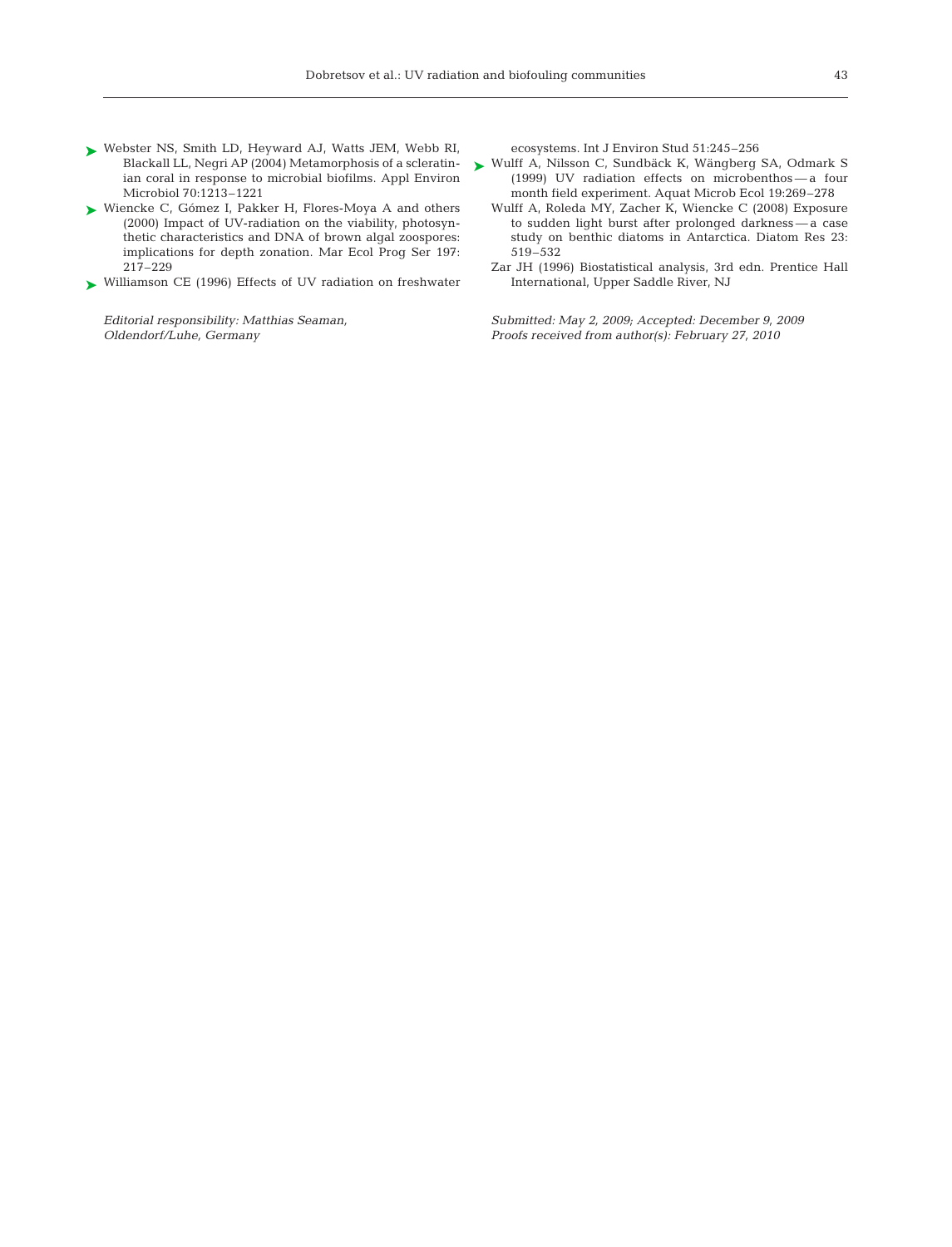Webster NS, Smith LD, Heyward AJ, Watts JEM, Webb RI, Blackall LL, Negri AP (2004) Metamorphosis of a scleratinian coral in response to microbial biofilms. Appl Environ Microbiol 70:1213–1221

Wiencke C, Gómez I, Pakker H, Flores-Moya A and others (2000) Impact of UV-radiation on the viability, photosynthetic characteristics and DNA of brown algal zoospores: implications for depth zonation. Mar Ecol Prog Ser 197: 217–229

Williamson CE (1996) Effects of UV radiation on freshwater ecosystems. Int J Environ Stud 51:245–256

Wulff A, Nilsson C, Sundbäck K, Wängberg SA, Odmark S (1999) UV radiation effects on microbenthos — a four month field experiment. Aquat Microb Ecol 19:269–278

Wulff A, Roleda MY, Zacher K, Wiencke C (2008) Exposure to sudden light burst after prolonged darkness — a case study on benthic diatoms in Antarctica. Diatom Res 23: 519–532

Zar JH (1996) Biostatistical analysis, 3rd edn. Prentice Hall International, Upper Saddle River, NJ

*Editorial responsibility: Matthias Seaman, Oldendorf/Luhe, Germany*

*Submitted: May 2, 2009; Accepted: December 9, 2009*
*Proofs received from author(s): February 27, 2010*